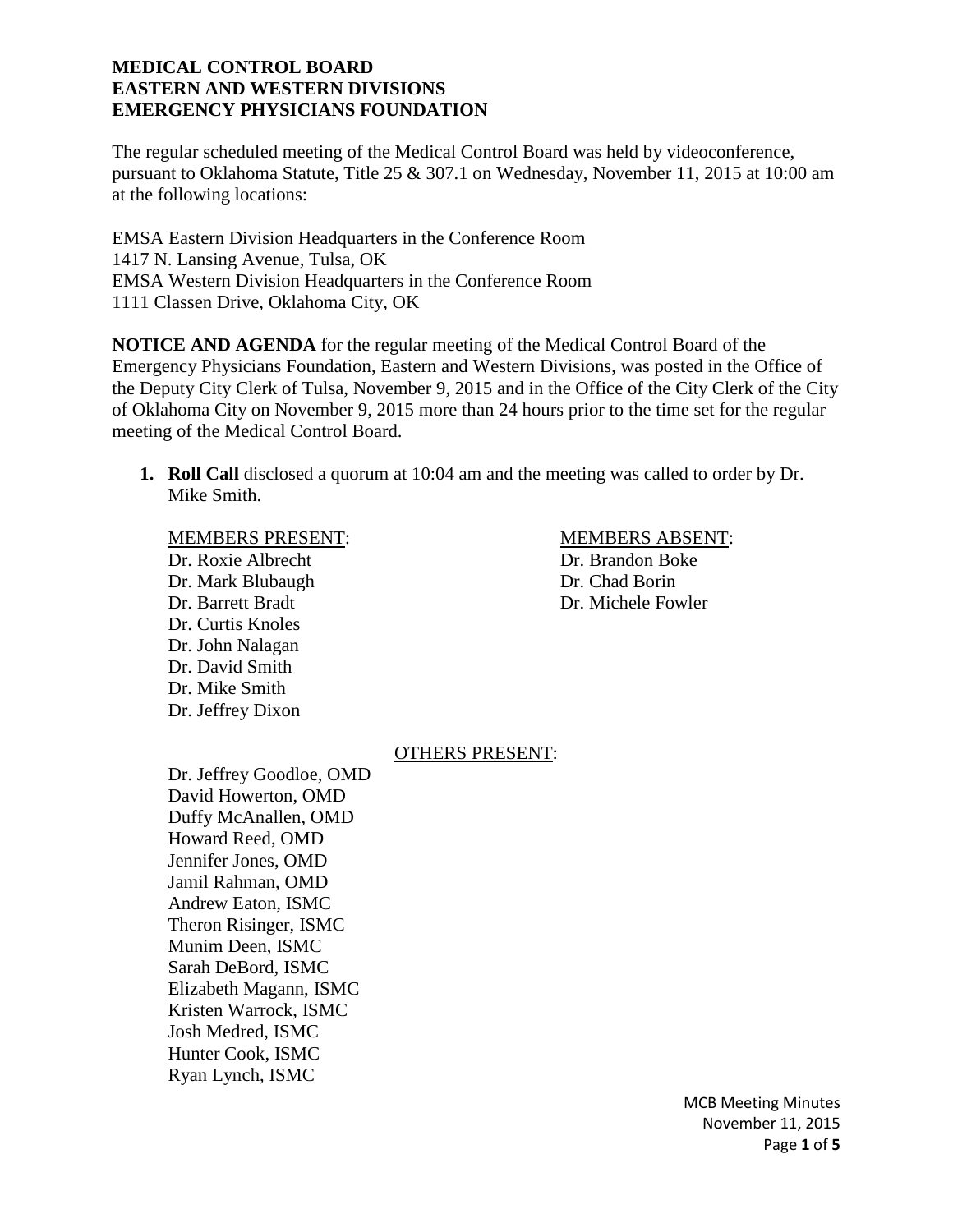**MEDICAL CONTROL BOARD**
**EASTERN AND WESTERN DIVISIONS**
**EMERGENCY PHYSICIANS FOUNDATION**

The regular scheduled meeting of the Medical Control Board was held by videoconference, pursuant to Oklahoma Statute, Title 25 & 307.1 on Wednesday, November 11, 2015 at 10:00 am at the following locations:

EMSA Eastern Division Headquarters in the Conference Room
1417 N. Lansing Avenue, Tulsa, OK
EMSA Western Division Headquarters in the Conference Room
1111 Classen Drive, Oklahoma City, OK

**NOTICE AND AGENDA** for the regular meeting of the Medical Control Board of the Emergency Physicians Foundation, Eastern and Western Divisions, was posted in the Office of the Deputy City Clerk of Tulsa, November 9, 2015 and in the Office of the City Clerk of the City of Oklahoma City on November 9, 2015 more than 24 hours prior to the time set for the regular meeting of the Medical Control Board.

1. **Roll Call** disclosed a quorum at 10:04 am and the meeting was called to order by Dr. Mike Smith.

   MEMBERS PRESENT:
   Dr. Roxie Albrecht
   Dr. Mark Blubaugh
   Dr. Barrett Bradt
   Dr. Curtis Knoles
   Dr. John Nalagan
   Dr. David Smith
   Dr. Mike Smith
   Dr. Jeffrey Dixon

   MEMBERS ABSENT:
   Dr. Brandon Boke
   Dr. Chad Borin
   Dr. Michele Fowler

   OTHERS PRESENT:
   Dr. Jeffrey Goodloe, OMD
   David Howerton, OMD
   Duffy McAnallen, OMD
   Howard Reed, OMD
   Jennifer Jones, OMD
   Jamil Rahman, OMD
   Andrew Eaton, ISMC
   Theron Risinger, ISMC
   Munim Deen, ISMC
   Sarah DeBord, ISMC
   Elizabeth Magann, ISMC
   Kristen Warrock, ISMC
   Josh Medred, ISMC
   Hunter Cook, ISMC
   Ryan Lynch, ISMC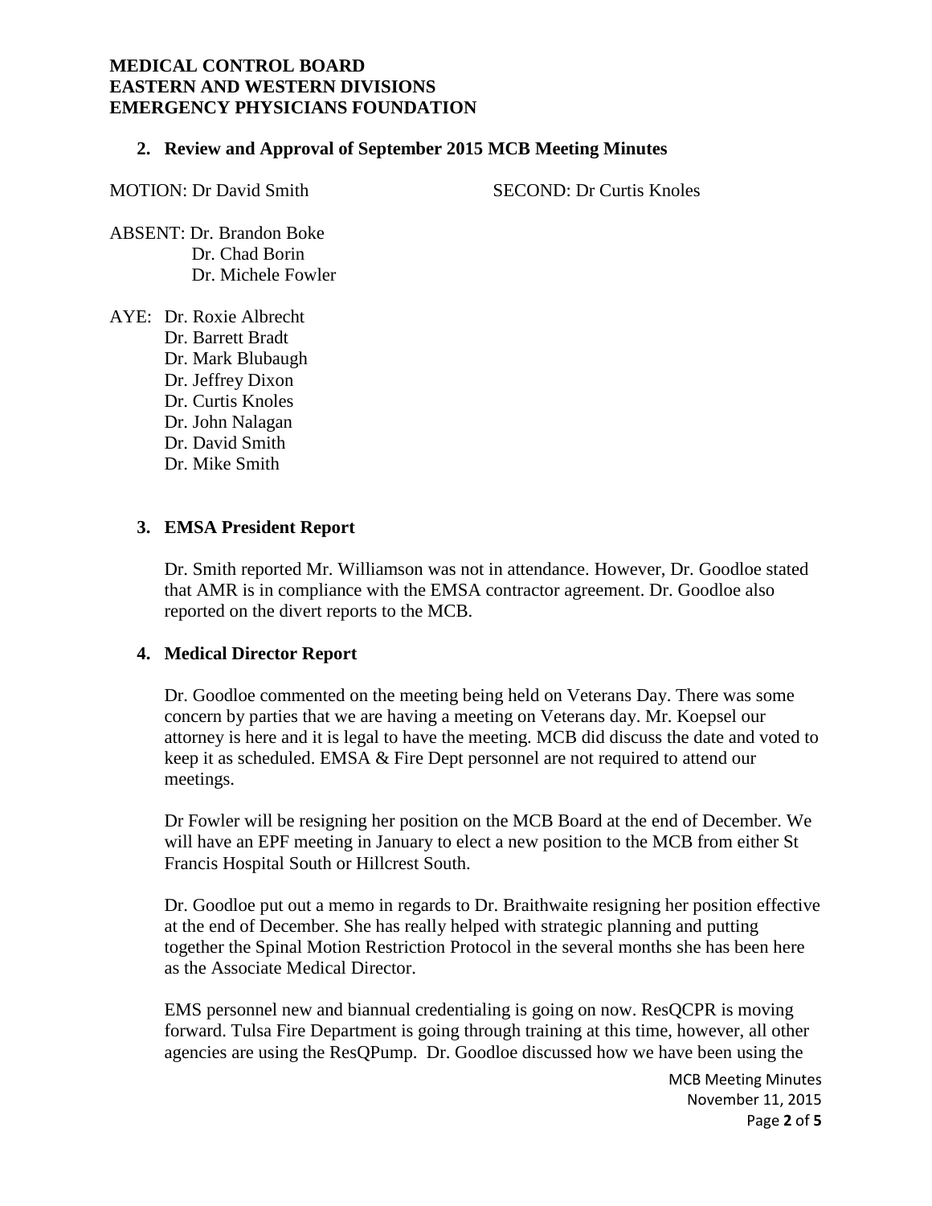**MEDICAL CONTROL BOARD**
**EASTERN AND WESTERN DIVISIONS**
**EMERGENCY PHYSICIANS FOUNDATION**

## 2. Review and Approval of September 2015 MCB Meeting Minutes

MOTION: Dr David Smith SECOND: Dr Curtis Knoles

ABSENT: Dr. Brandon Boke
Dr. Chad Borin
Dr. Michele Fowler

AYE: Dr. Roxie Albrecht
Dr. Barrett Bradt
Dr. Mark Blubaugh
Dr. Jeffrey Dixon
Dr. Curtis Knoles
Dr. John Nalagan
Dr. David Smith
Dr. Mike Smith

## 3. EMSA President Report

Dr. Smith reported Mr. Williamson was not in attendance. However, Dr. Goodloe stated that AMR is in compliance with the EMSA contractor agreement. Dr. Goodloe also reported on the divert reports to the MCB.

## 4. Medical Director Report

Dr. Goodloe commented on the meeting being held on Veterans Day. There was some concern by parties that we are having a meeting on Veterans day. Mr. Koepsel our attorney is here and it is legal to have the meeting. MCB did discuss the date and voted to keep it as scheduled. EMSA & Fire Dept personnel are not required to attend our meetings.

Dr Fowler will be resigning her position on the MCB Board at the end of December. We will have an EPF meeting in January to elect a new position to the MCB from either St Francis Hospital South or Hillcrest South.

Dr. Goodloe put out a memo in regards to Dr. Braithwaite resigning her position effective at the end of December. She has really helped with strategic planning and putting together the Spinal Motion Restriction Protocol in the several months she has been here as the Associate Medical Director.

EMS personnel new and biannual credentialing is going on now. ResQCPR is moving forward. Tulsa Fire Department is going through training at this time, however, all other agencies are using the ResQPump. Dr. Goodloe discussed how we have been using the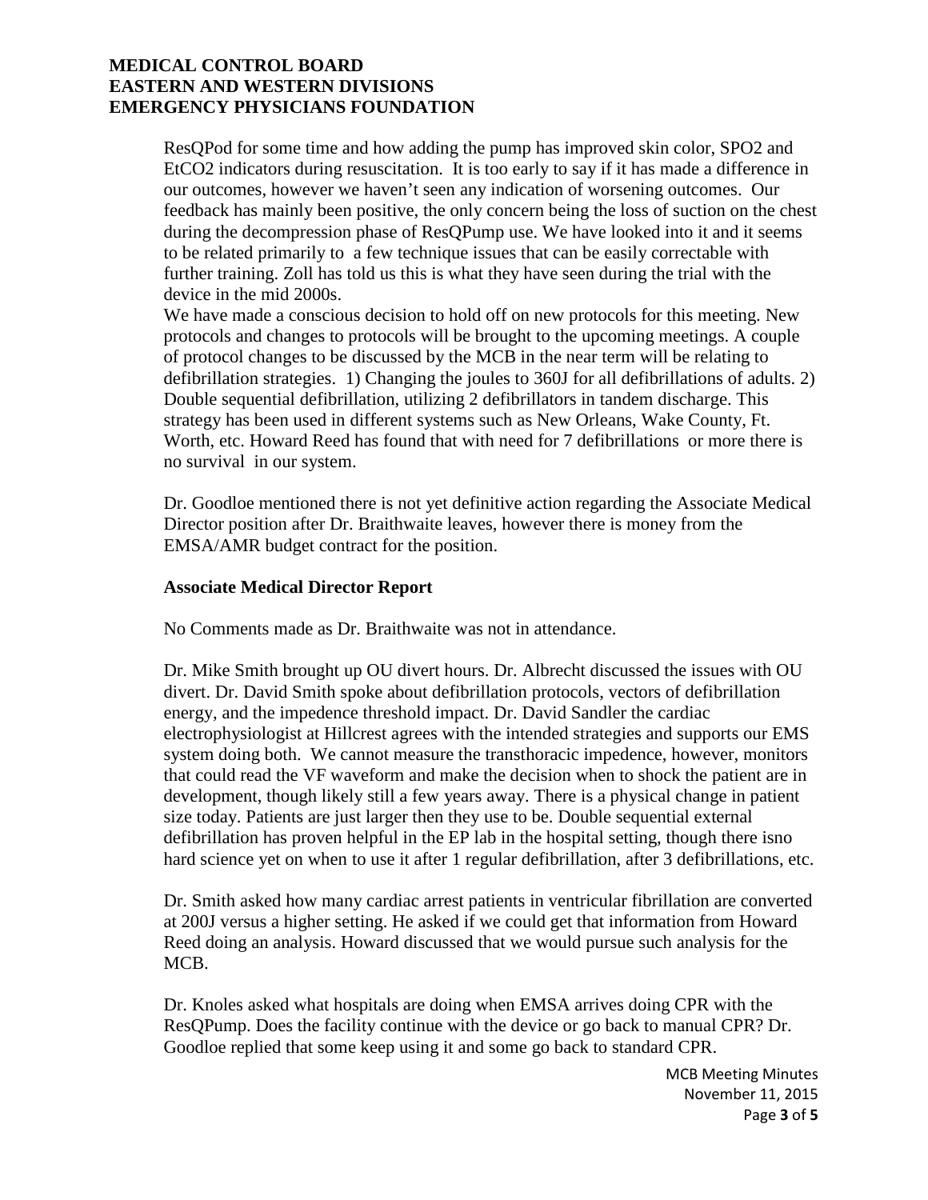ResQPod for some time and how adding the pump has improved skin color, SPO2 and EtCO2 indicators during resuscitation. It is too early to say if it has made a difference in our outcomes, however we haven't seen any indication of worsening outcomes. Our feedback has mainly been positive, the only concern being the loss of suction on the chest during the decompression phase of ResQPump use. We have looked into it and it seems to be related primarily to a few technique issues that can be easily correctable with further training. Zoll has told us this is what they have seen during the trial with the device in the mid 2000s.

We have made a conscious decision to hold off on new protocols for this meeting. New protocols and changes to protocols will be brought to the upcoming meetings. A couple of protocol changes to be discussed by the MCB in the near term will be relating to defibrillation strategies. 1) Changing the joules to 360J for all defibrillations of adults. 2) Double sequential defibrillation, utilizing 2 defibrillators in tandem discharge. This strategy has been used in different systems such as New Orleans, Wake County, Ft. Worth, etc. Howard Reed has found that with need for 7 defibrillations or more there is no survival in our system.

Dr. Goodloe mentioned there is not yet definitive action regarding the Associate Medical Director position after Dr. Braithwaite leaves, however there is money from the EMSA/AMR budget contract for the position.

**Associate Medical Director Report**

No Comments made as Dr. Braithwaite was not in attendance.

Dr. Mike Smith brought up OU divert hours. Dr. Albrecht discussed the issues with OU divert. Dr. David Smith spoke about defibrillation protocols, vectors of defibrillation energy, and the impedence threshold impact. Dr. David Sandler the cardiac electrophysiologist at Hillcrest agrees with the intended strategies and supports our EMS system doing both. We cannot measure the transthoracic impedence, however, monitors that could read the VF waveform and make the decision when to shock the patient are in development, though likely still a few years away. There is a physical change in patient size today. Patients are just larger then they use to be. Double sequential external defibrillation has proven helpful in the EP lab in the hospital setting, though there isno hard science yet on when to use it after 1 regular defibrillation, after 3 defibrillations, etc.

Dr. Smith asked how many cardiac arrest patients in ventricular fibrillation are converted at 200J versus a higher setting. He asked if we could get that information from Howard Reed doing an analysis. Howard discussed that we would pursue such analysis for the MCB.

Dr. Knoles asked what hospitals are doing when EMSA arrives doing CPR with the ResQPump. Does the facility continue with the device or go back to manual CPR? Dr. Goodloe replied that some keep using it and some go back to standard CPR.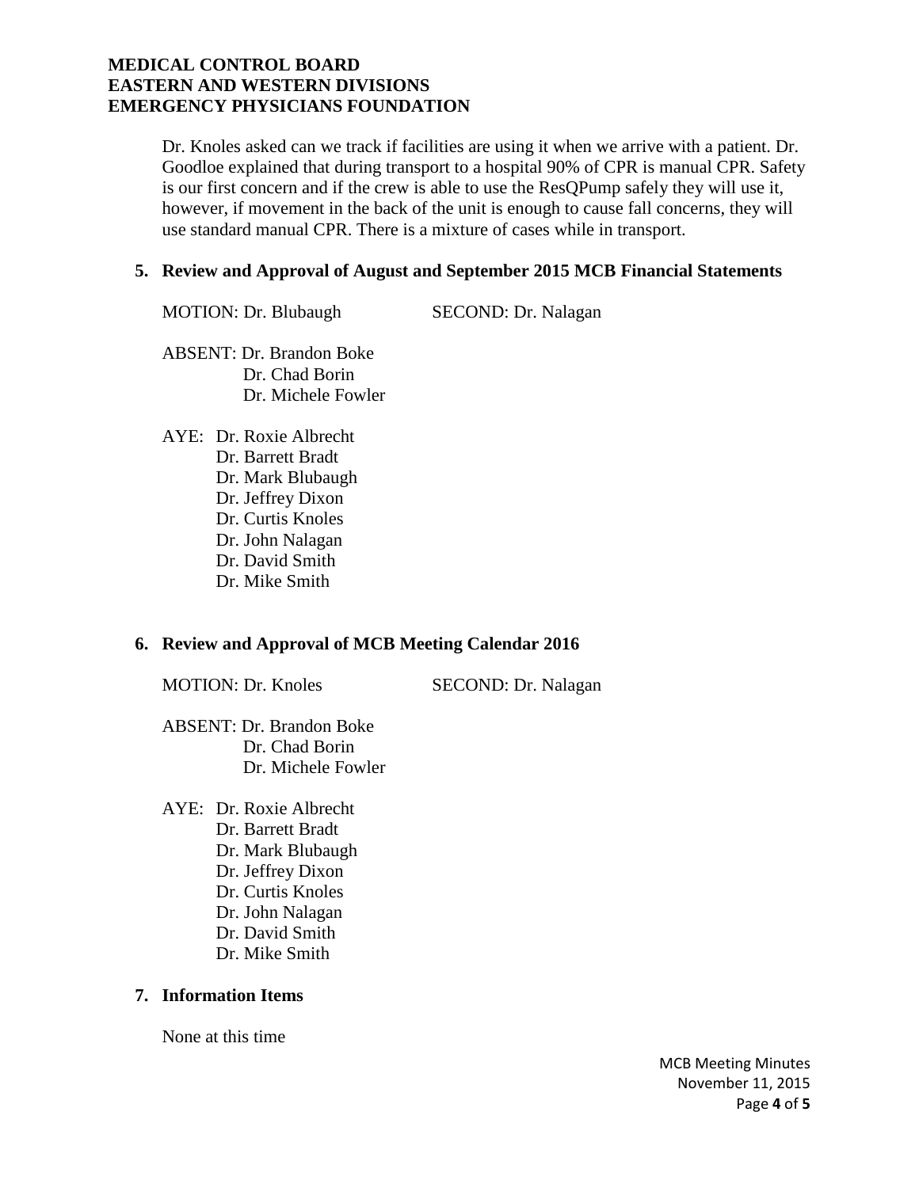Dr. Knoles asked can we track if facilities are using it when we arrive with a patient. Dr. Goodloe explained that during transport to a hospital 90% of CPR is manual CPR. Safety is our first concern and if the crew is able to use the ResQPump safely they will use it, however, if movement in the back of the unit is enough to cause fall concerns, they will use standard manual CPR. There is a mixture of cases while in transport.

**5. Review and Approval of August and September 2015 MCB Financial Statements**

MOTION: Dr. Blubaugh SECOND: Dr. Nalagan

ABSENT: Dr. Brandon Boke
Dr. Chad Borin
Dr. Michele Fowler

AYE: Dr. Roxie Albrecht
Dr. Barrett Bradt
Dr. Mark Blubaugh
Dr. Jeffrey Dixon
Dr. Curtis Knoles
Dr. John Nalagan
Dr. David Smith
Dr. Mike Smith

**6. Review and Approval of MCB Meeting Calendar 2016**

MOTION: Dr. Knoles SECOND: Dr. Nalagan

ABSENT: Dr. Brandon Boke
Dr. Chad Borin
Dr. Michele Fowler

AYE: Dr. Roxie Albrecht
Dr. Barrett Bradt
Dr. Mark Blubaugh
Dr. Jeffrey Dixon
Dr. Curtis Knoles
Dr. John Nalagan
Dr. David Smith
Dr. Mike Smith

**7. Information Items**

None at this time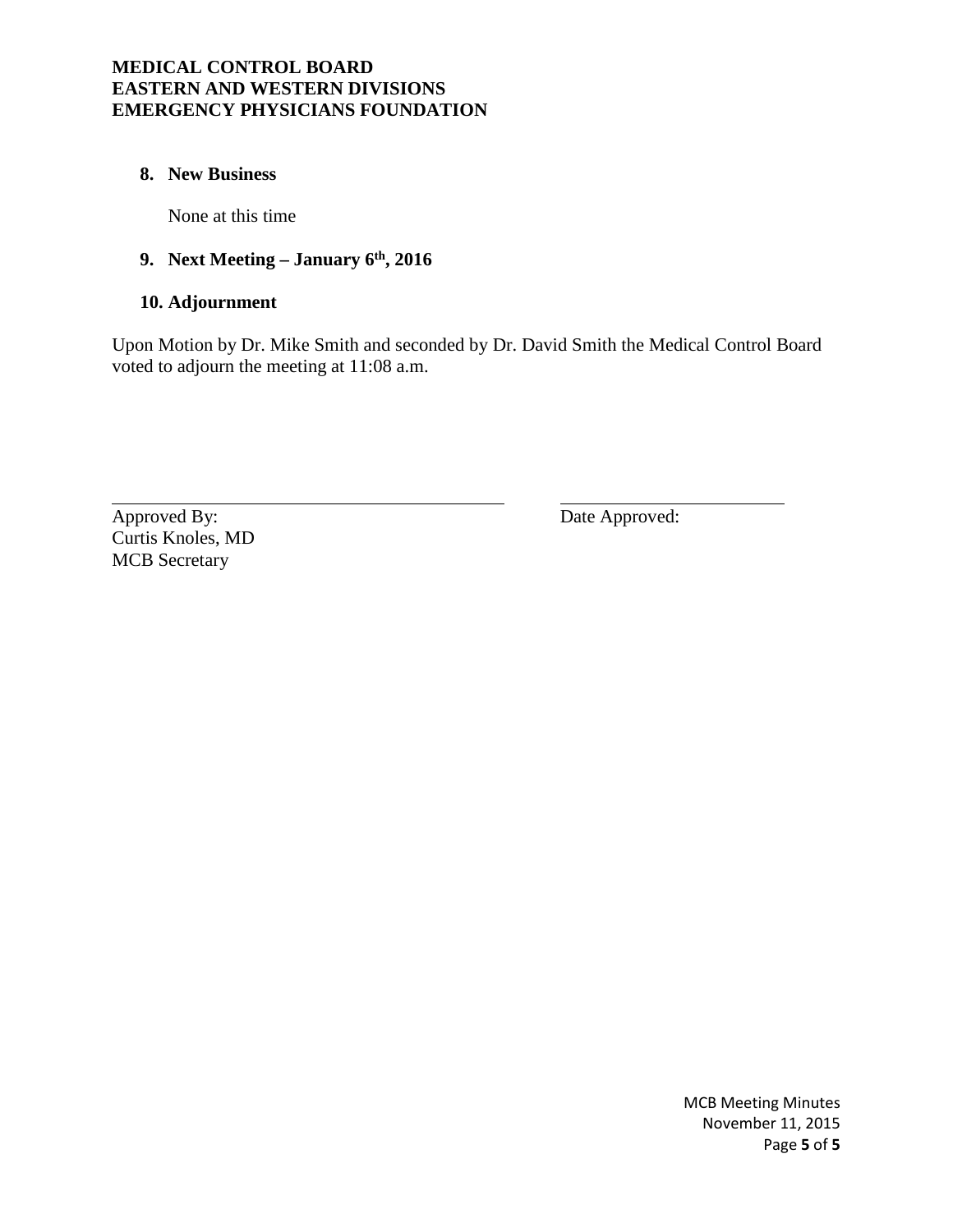**MEDICAL CONTROL BOARD**
**EASTERN AND WESTERN DIVISIONS**
**EMERGENCY PHYSICIANS FOUNDATION**

## 8. New Business

None at this time

## 9. Next Meeting – January 6th, 2016

## 10. Adjournment

Upon Motion by Dr. Mike Smith and seconded by Dr. David Smith the Medical Control Board voted to adjourn the meeting at 11:08 a.m.

| | |
|---|---|
| \_\_\_\_\_\_\_\_\_\_\_\_\_\_\_\_\_\_\_\_\_\_\_\_\_\_\_\_\_\_\_\_\_\_\_\_ | \_\_\_\_\_\_\_\_\_\_\_\_\_\_\_\_\_\_\_\_\_\_\_\_ |
| Approved By:<br>Curtis Knoles, MD<br>MCB Secretary | Date Approved: |